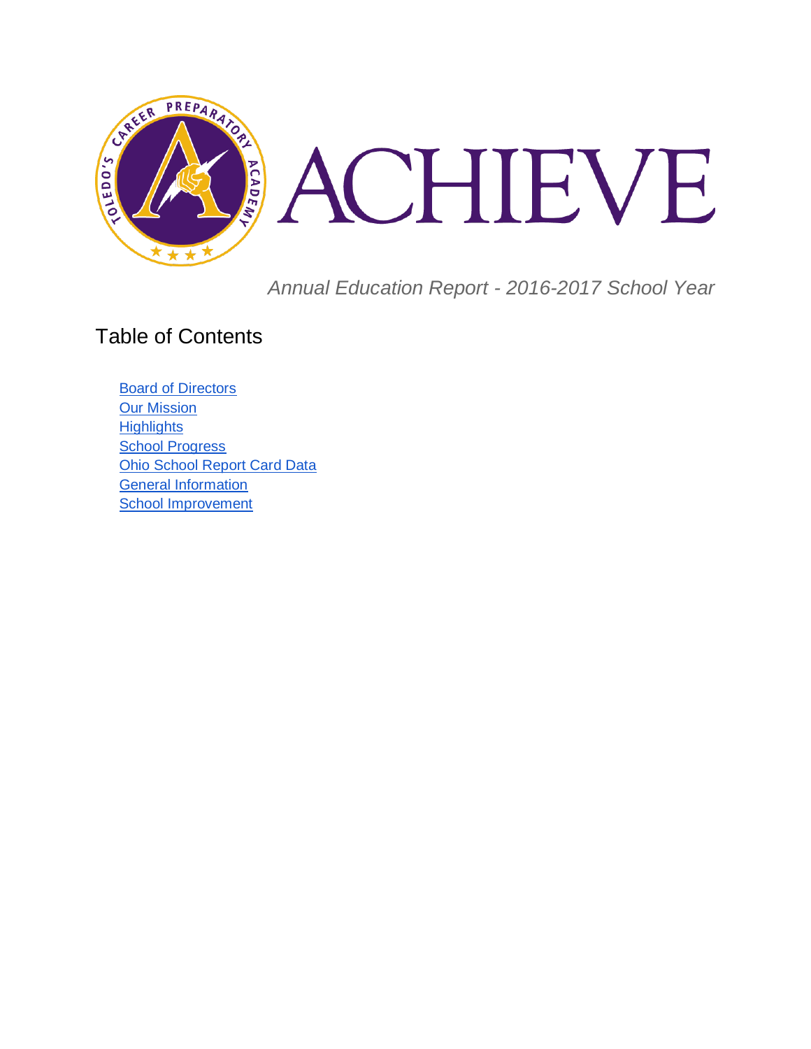# ACHIEVE

*Annual Education Report - 2016-2017 School Year*

## Table of Contents

- Board of Directors
- Our Mission
- Highlights
- School Progress
- Ohio School Report Card Data
- General Information
- School Improvement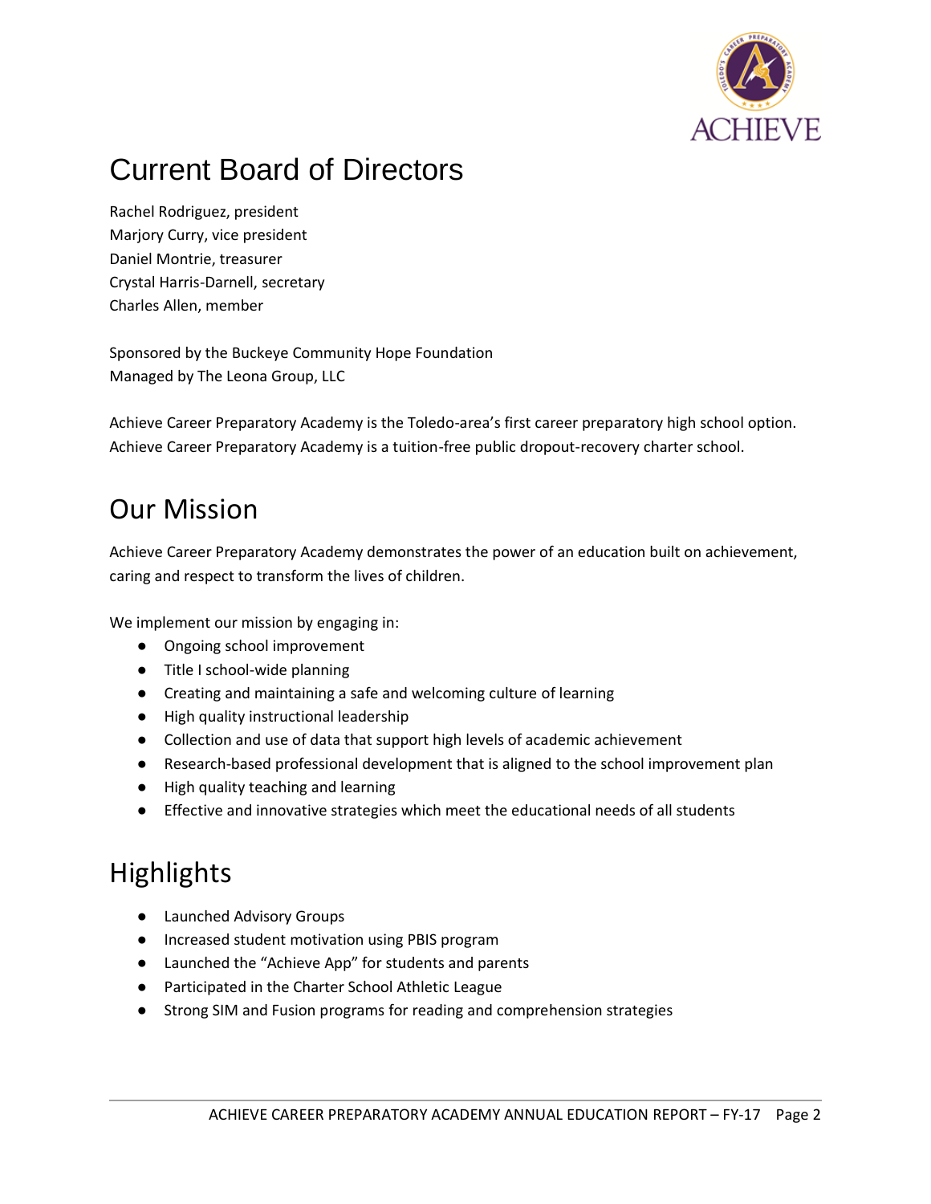# Current Board of Directors

Rachel Rodriguez, president
Marjory Curry, vice president
Daniel Montrie, treasurer
Crystal Harris-Darnell, secretary
Charles Allen, member

Sponsored by the Buckeye Community Hope Foundation
Managed by The Leona Group, LLC

Achieve Career Preparatory Academy is the Toledo-area's first career preparatory high school option. Achieve Career Preparatory Academy is a tuition-free public dropout-recovery charter school.

# Our Mission

Achieve Career Preparatory Academy demonstrates the power of an education built on achievement, caring and respect to transform the lives of children.

We implement our mission by engaging in:

- Ongoing school improvement
- Title I school-wide planning
- Creating and maintaining a safe and welcoming culture of learning
- High quality instructional leadership
- Collection and use of data that support high levels of academic achievement
- Research-based professional development that is aligned to the school improvement plan
- High quality teaching and learning
- Effective and innovative strategies which meet the educational needs of all students

# Highlights

- Launched Advisory Groups
- Increased student motivation using PBIS program
- Launched the "Achieve App" for students and parents
- Participated in the Charter School Athletic League
- Strong SIM and Fusion programs for reading and comprehension strategies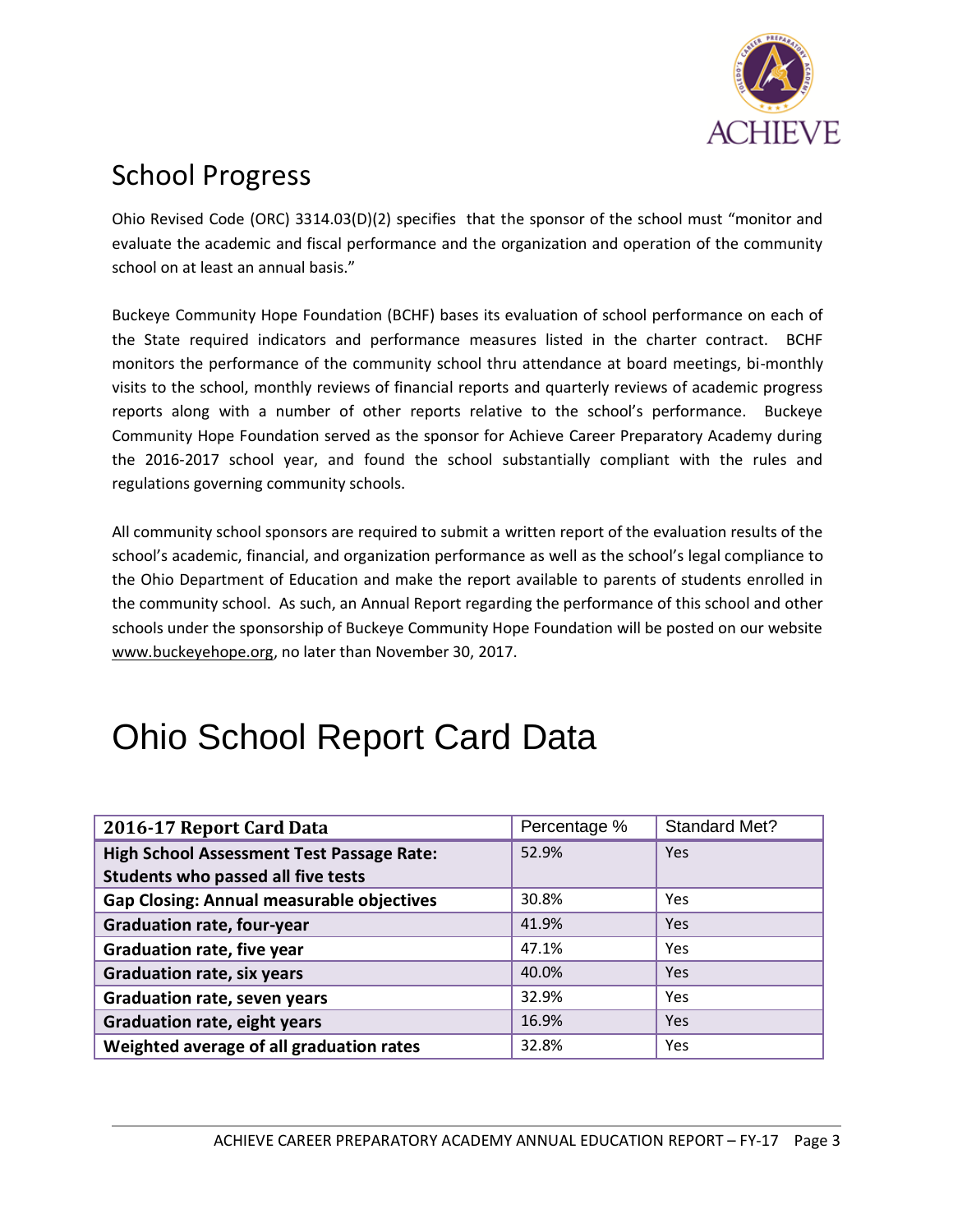## School Progress

Ohio Revised Code (ORC) 3314.03(D)(2) specifies that the sponsor of the school must "monitor and evaluate the academic and fiscal performance and the organization and operation of the community school on at least an annual basis."

Buckeye Community Hope Foundation (BCHF) bases its evaluation of school performance on each of the State required indicators and performance measures listed in the charter contract. BCHF monitors the performance of the community school thru attendance at board meetings, bi-monthly visits to the school, monthly reviews of financial reports and quarterly reviews of academic progress reports along with a number of other reports relative to the school's performance. Buckeye Community Hope Foundation served as the sponsor for Achieve Career Preparatory Academy during the 2016-2017 school year, and found the school substantially compliant with the rules and regulations governing community schools.

All community school sponsors are required to submit a written report of the evaluation results of the school's academic, financial, and organization performance as well as the school's legal compliance to the Ohio Department of Education and make the report available to parents of students enrolled in the community school. As such, an Annual Report regarding the performance of this school and other schools under the sponsorship of Buckeye Community Hope Foundation will be posted on our website www.buckeyehope.org, no later than November 30, 2017.

# Ohio School Report Card Data

| 2016-17 Report Card Data | Percentage % | Standard Met? |
|---|---|---|
| **High School Assessment Test Passage Rate: Students who passed all five tests** | 52.9% | Yes |
| **Gap Closing: Annual measurable objectives** | 30.8% | Yes |
| **Graduation rate, four-year** | 41.9% | Yes |
| **Graduation rate, five year** | 47.1% | Yes |
| **Graduation rate, six years** | 40.0% | Yes |
| **Graduation rate, seven years** | 32.9% | Yes |
| **Graduation rate, eight years** | 16.9% | Yes |
| **Weighted average of all graduation rates** | 32.8% | Yes |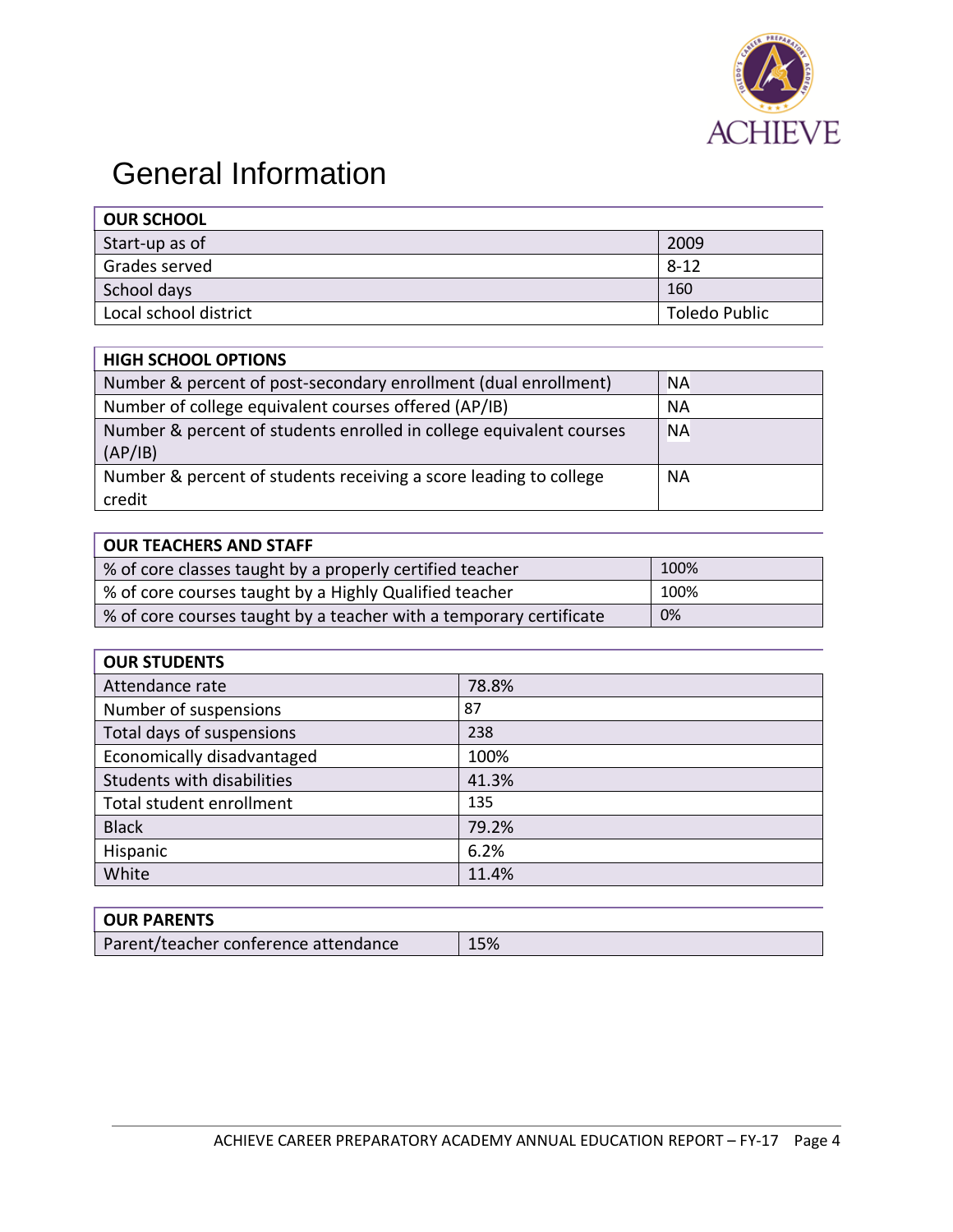# General Information

| OUR SCHOOL | |
|---|---|
| Start-up as of | 2009 |
| Grades served | 8-12 |
| School days | 160 |
| Local school district | Toledo Public |

| HIGH SCHOOL OPTIONS | |
|---|---|
| Number & percent of post-secondary enrollment (dual enrollment) | NA |
| Number of college equivalent courses offered (AP/IB) | NA |
| Number & percent of students enrolled in college equivalent courses (AP/IB) | NA |
| Number & percent of students receiving a score leading to college credit | NA |

| OUR TEACHERS AND STAFF | |
|---|---|
| % of core classes taught by a properly certified teacher | 100% |
| % of core courses taught by a Highly Qualified teacher | 100% |
| % of core courses taught by a teacher with a temporary certificate | 0% |

| OUR STUDENTS | |
|---|---|
| Attendance rate | 78.8% |
| Number of suspensions | 87 |
| Total days of suspensions | 238 |
| Economically disadvantaged | 100% |
| Students with disabilities | 41.3% |
| Total student enrollment | 135 |
| Black | 79.2% |
| Hispanic | 6.2% |
| White | 11.4% |

| OUR PARENTS | |
|---|---|
| Parent/teacher conference attendance | 15% |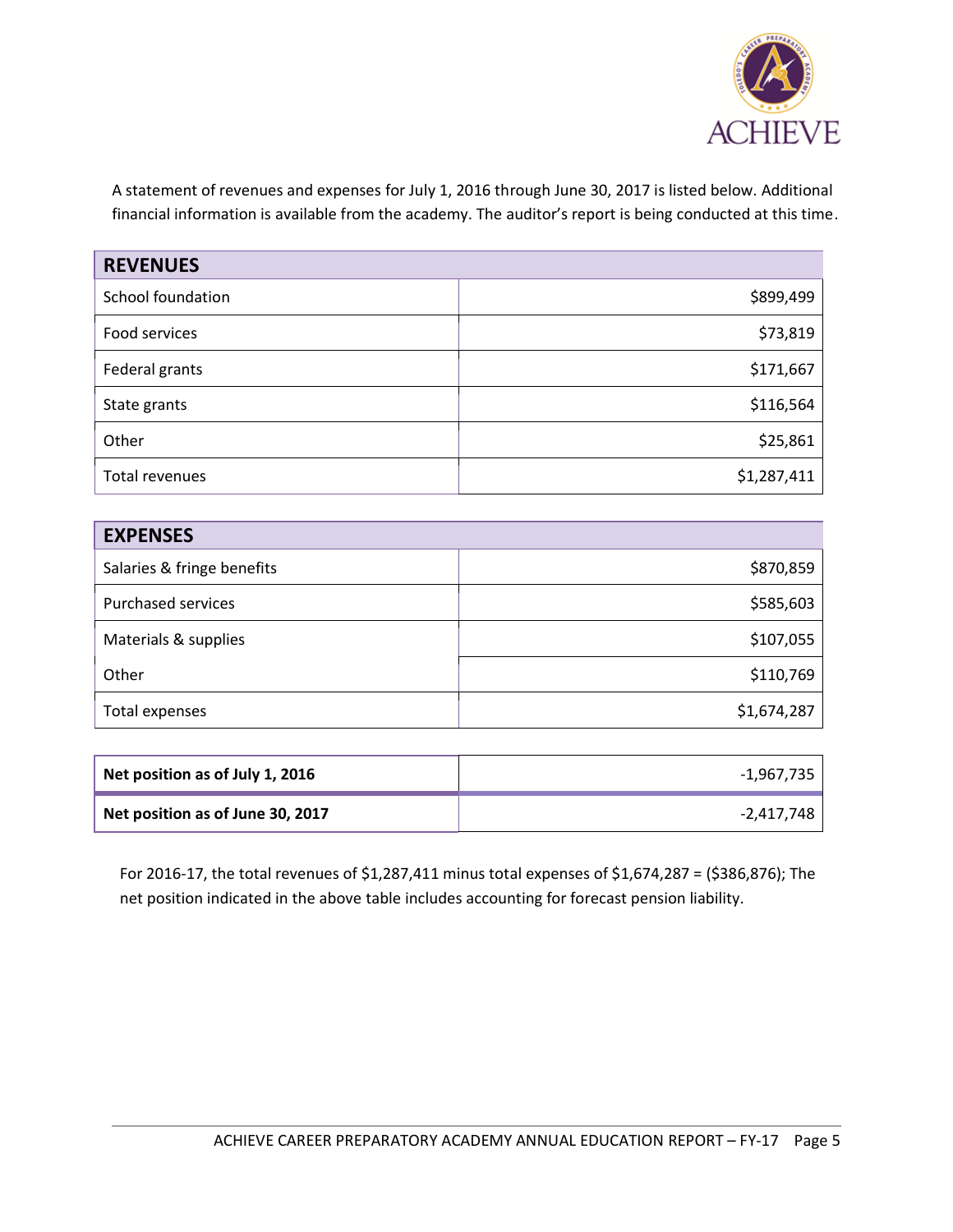A statement of revenues and expenses for July 1, 2016 through June 30, 2017 is listed below. Additional financial information is available from the academy. The auditor's report is being conducted at this time.

| **REVENUES** | |
|---|---:|
| School foundation | $899,499 |
| Food services | $73,819 |
| Federal grants | $171,667 |
| State grants | $116,564 |
| Other | $25,861 |
| Total revenues | $1,287,411 |

| **EXPENSES** | |
|---|---:|
| Salaries & fringe benefits | $870,859 |
| Purchased services | $585,603 |
| Materials & supplies | $107,055 |
| Other | $110,769 |
| Total expenses | $1,674,287 |

| | |
|---|---:|
| **Net position as of July 1, 2016** | -1,967,735 |
| **Net position as of June 30, 2017** | -2,417,748 |

For 2016-17, the total revenues of $1,287,411 minus total expenses of $1,674,287 = ($386,876); The net position indicated in the above table includes accounting for forecast pension liability.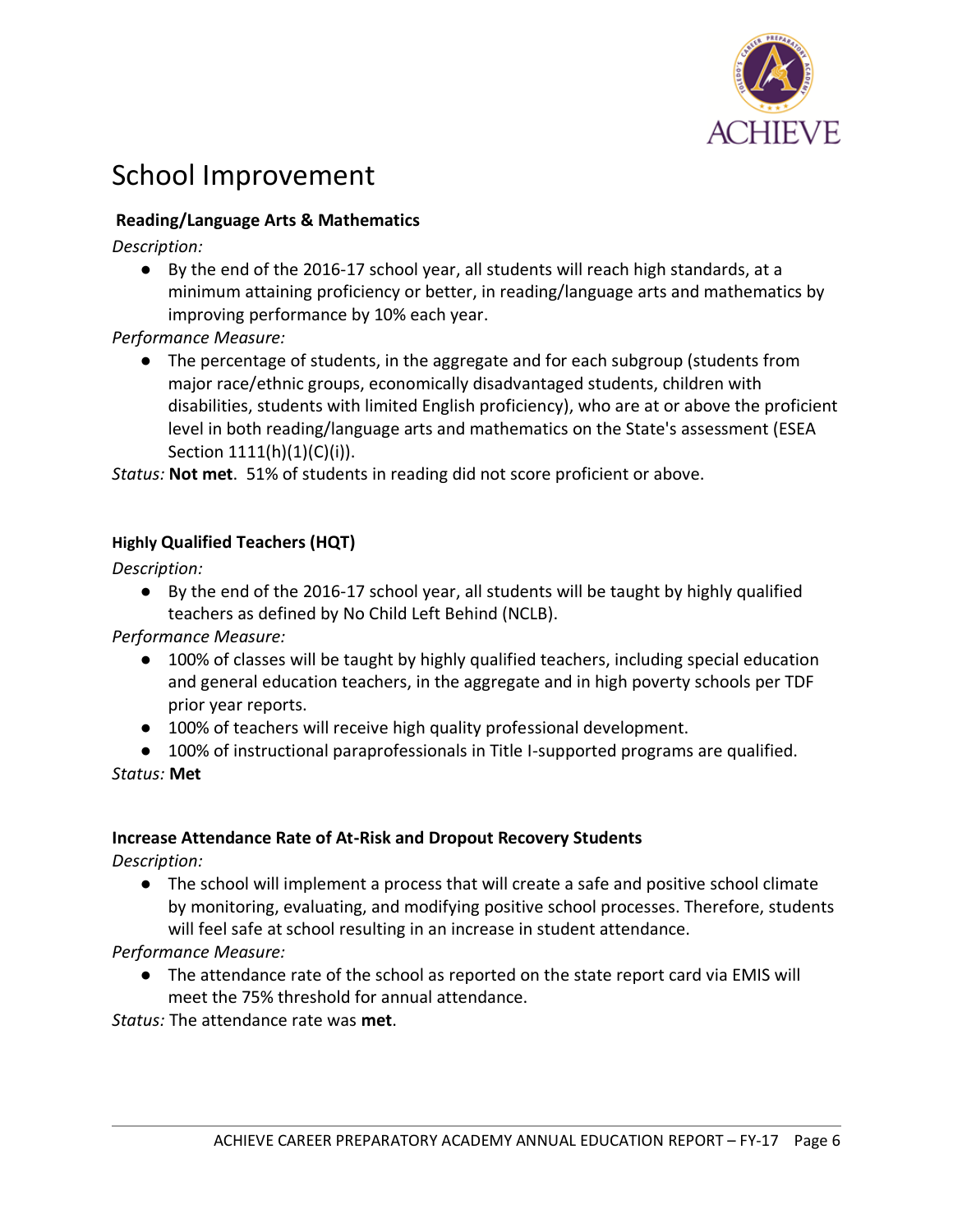# School Improvement

**Reading/Language Arts & Mathematics**

*Description:*

- By the end of the 2016-17 school year, all students will reach high standards, at a minimum attaining proficiency or better, in reading/language arts and mathematics by improving performance by 10% each year.

*Performance Measure:*

- The percentage of students, in the aggregate and for each subgroup (students from major race/ethnic groups, economically disadvantaged students, children with disabilities, students with limited English proficiency), who are at or above the proficient level in both reading/language arts and mathematics on the State's assessment (ESEA Section 1111(h)(1)(C)(i)).

*Status:* **Not met**. 51% of students in reading did not score proficient or above.

**Highly Qualified Teachers (HQT)**

*Description:*

- By the end of the 2016-17 school year, all students will be taught by highly qualified teachers as defined by No Child Left Behind (NCLB).

*Performance Measure:*

- 100% of classes will be taught by highly qualified teachers, including special education and general education teachers, in the aggregate and in high poverty schools per TDF prior year reports.
- 100% of teachers will receive high quality professional development.
- 100% of instructional paraprofessionals in Title I-supported programs are qualified.

*Status:* **Met**

**Increase Attendance Rate of At-Risk and Dropout Recovery Students**

*Description:*

- The school will implement a process that will create a safe and positive school climate by monitoring, evaluating, and modifying positive school processes. Therefore, students will feel safe at school resulting in an increase in student attendance.

*Performance Measure:*

- The attendance rate of the school as reported on the state report card via EMIS will meet the 75% threshold for annual attendance.

*Status:* The attendance rate was **met**.